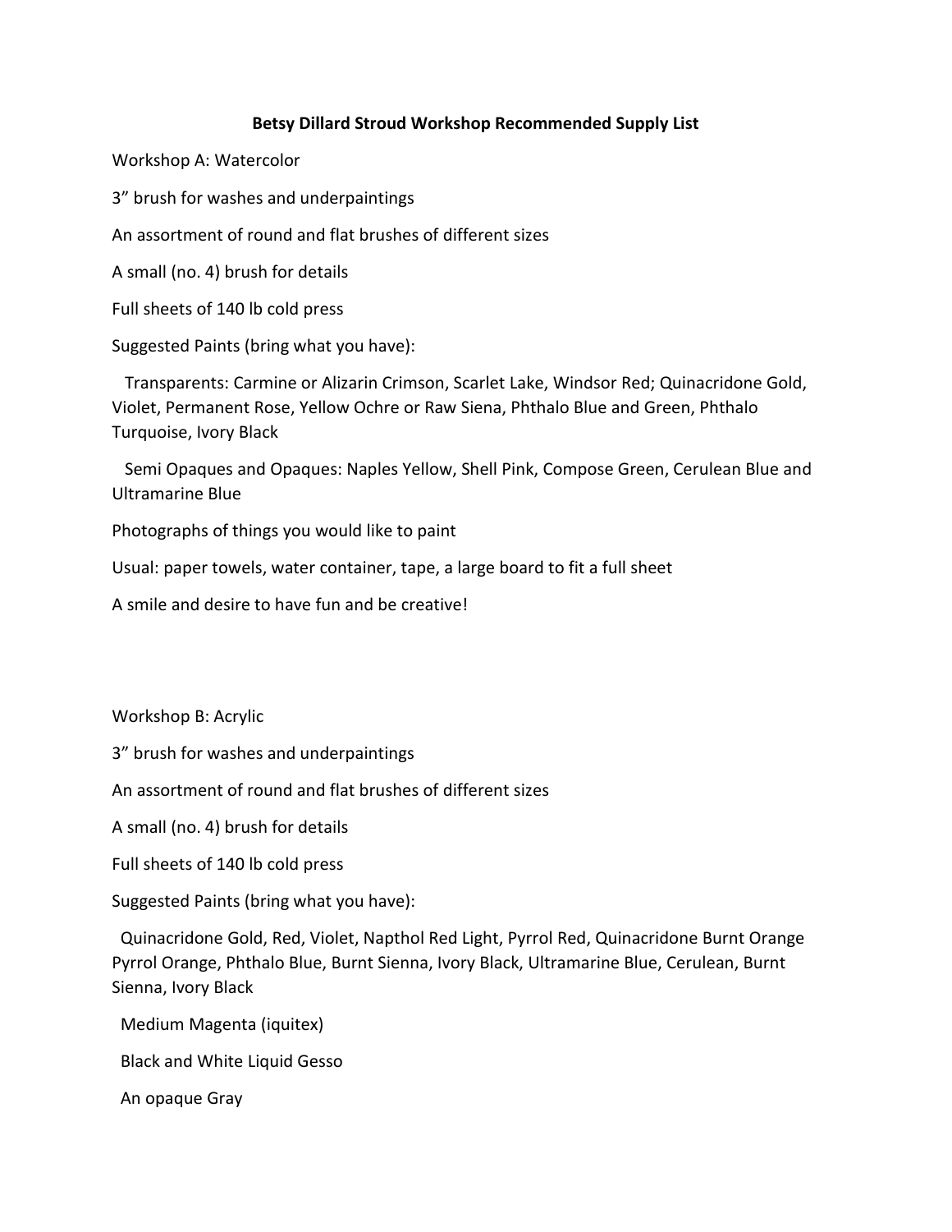# Betsy Dillard Stroud Workshop Recommended Supply List

Workshop A: Watercolor

3” brush for washes and underpaintings

An assortment of round and flat brushes of different sizes

A small (no. 4) brush for details

Full sheets of 140 lb cold press

Suggested Paints (bring what you have):

Transparents: Carmine or Alizarin Crimson, Scarlet Lake, Windsor Red; Quinacridone Gold, Violet, Permanent Rose, Yellow Ochre or Raw Siena, Phthalo Blue and Green, Phthalo Turquoise, Ivory Black

Semi Opaques and Opaques: Naples Yellow, Shell Pink, Compose Green, Cerulean Blue and Ultramarine Blue

Photographs of things you would like to paint

Usual: paper towels, water container, tape, a large board to fit a full sheet

A smile and desire to have fun and be creative!

Workshop B: Acrylic

3” brush for washes and underpaintings

An assortment of round and flat brushes of different sizes

A small (no. 4) brush for details

Full sheets of 140 lb cold press

Suggested Paints (bring what you have):

Quinacridone Gold, Red, Violet, Napthol Red Light, Pyrrol Red, Quinacridone Burnt Orange Pyrrol Orange, Phthalo Blue, Burnt Sienna, Ivory Black, Ultramarine Blue, Cerulean, Burnt Sienna, Ivory Black

Medium Magenta (iquitex)

Black and White Liquid Gesso

An opaque Gray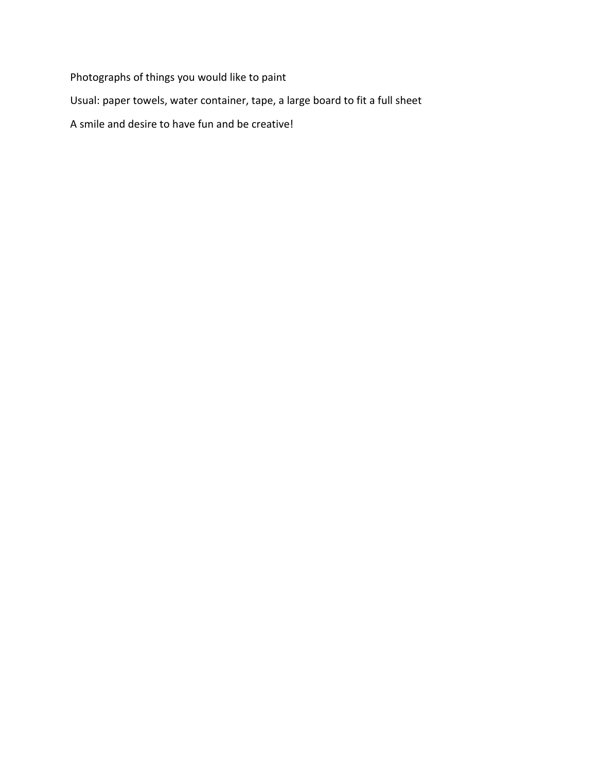Photographs of things you would like to paint

Usual: paper towels, water container, tape, a large board to fit a full sheet

A smile and desire to have fun and be creative!